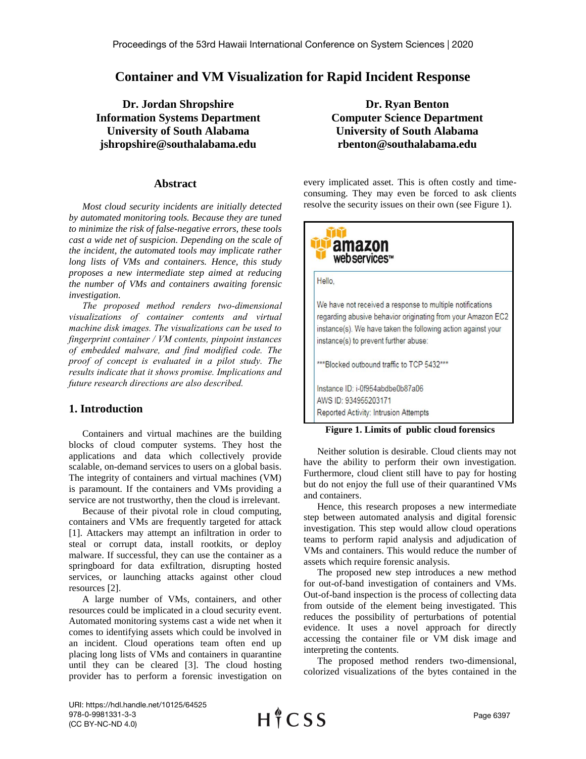# Container and VM Visualization for Rapid Incident Response

**Dr. Jordan Shropshire**
**Information Systems Department**
**University of South Alabama**
**jshropshire@southalabama.edu**

**Dr. Ryan Benton**
**Computer Science Department**
**University of South Alabama**
**rbenton@southalabama.edu**

## Abstract

*Most cloud security incidents are initially detected by automated monitoring tools. Because they are tuned to minimize the risk of false-negative errors, these tools cast a wide net of suspicion. Depending on the scale of the incident, the automated tools may implicate rather long lists of VMs and containers. Hence, this study proposes a new intermediate step aimed at reducing the number of VMs and containers awaiting forensic investigation.*

*The proposed method renders two-dimensional visualizations of container contents and virtual machine disk images. The visualizations can be used to fingerprint container / VM contents, pinpoint instances of embedded malware, and find modified code. The proof of concept is evaluated in a pilot study. The results indicate that it shows promise. Implications and future research directions are also described.*

## 1. Introduction

Containers and virtual machines are the building blocks of cloud computer systems. They host the applications and data which collectively provide scalable, on-demand services to users on a global basis. The integrity of containers and virtual machines (VM) is paramount. If the containers and VMs providing a service are not trustworthy, then the cloud is irrelevant.

Because of their pivotal role in cloud computing, containers and VMs are frequently targeted for attack [1]. Attackers may attempt an infiltration in order to steal or corrupt data, install rootkits, or deploy malware. If successful, they can use the container as a springboard for data exfiltration, disrupting hosted services, or launching attacks against other cloud resources [2].

A large number of VMs, containers, and other resources could be implicated in a cloud security event. Automated monitoring systems cast a wide net when it comes to identifying assets which could be involved in an incident. Cloud operations team often end up placing long lists of VMs and containers in quarantine until they can be cleared [3]. The cloud hosting provider has to perform a forensic investigation on every implicated asset. This is often costly and time-consuming. They may even be forced to ask clients resolve the security issues on their own (see Figure 1).

amazon webservices™

Hello,

We have not received a response to multiple notifications regarding abusive behavior originating from your Amazon EC2 instance(s). We have taken the following action against your instance(s) to prevent further abuse:

\*\*\*Blocked outbound traffic to TCP 5432\*\*\*

Instance ID: i-0f954abdbe0b87a06
AWS ID: 934955203171
Reported Activity: Intrusion Attempts

**Figure 1. Limits of public cloud forensics**

Neither solution is desirable. Cloud clients may not have the ability to perform their own investigation. Furthermore, cloud client still have to pay for hosting but do not enjoy the full use of their quarantined VMs and containers.

Hence, this research proposes a new intermediate step between automated analysis and digital forensic investigation. This step would allow cloud operations teams to perform rapid analysis and adjudication of VMs and containers. This would reduce the number of assets which require forensic analysis.

The proposed new step introduces a new method for out-of-band investigation of containers and VMs. Out-of-band inspection is the process of collecting data from outside of the element being investigated. This reduces the possibility of perturbations of potential evidence. It uses a novel approach for directly accessing the container file or VM disk image and interpreting the contents.

The proposed method renders two-dimensional, colorized visualizations of the bytes contained in the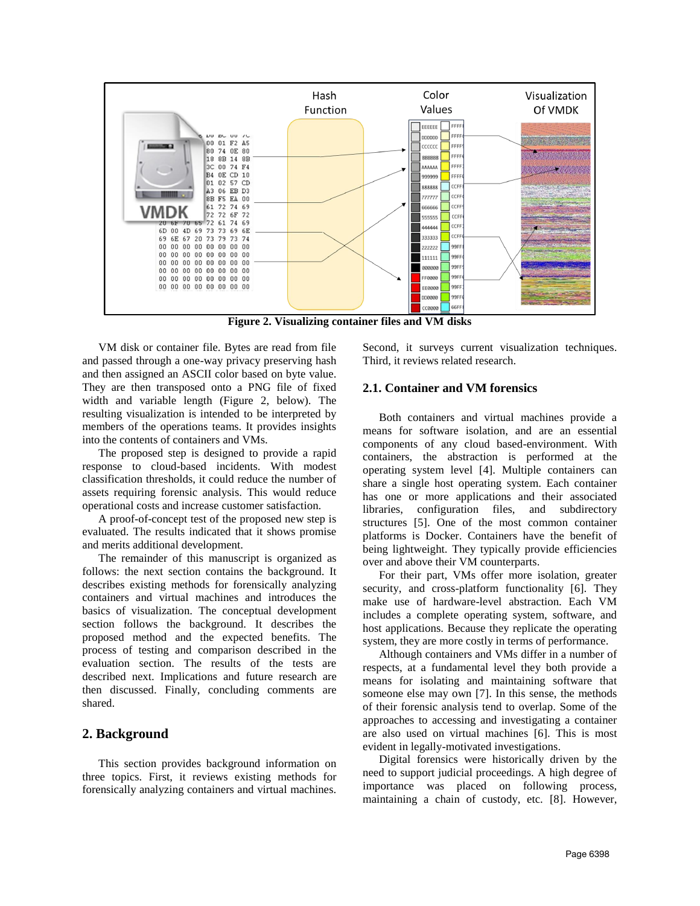**Figure 2. Visualizing container files and VM disks**

VM disk or container file. Bytes are read from file and passed through a one-way privacy preserving hash and then assigned an ASCII color based on byte value. They are then transposed onto a PNG file of fixed width and variable length (Figure 2, below). The resulting visualization is intended to be interpreted by members of the operations teams. It provides insights into the contents of containers and VMs.

The proposed step is designed to provide a rapid response to cloud-based incidents. With modest classification thresholds, it could reduce the number of assets requiring forensic analysis. This would reduce operational costs and increase customer satisfaction.

A proof-of-concept test of the proposed new step is evaluated. The results indicated that it shows promise and merits additional development.

The remainder of this manuscript is organized as follows: the next section contains the background. It describes existing methods for forensically analyzing containers and virtual machines and introduces the basics of visualization. The conceptual development section follows the background. It describes the proposed method and the expected benefits. The process of testing and comparison described in the evaluation section. The results of the tests are described next. Implications and future research are then discussed. Finally, concluding comments are shared.

## 2. Background

This section provides background information on three topics. First, it reviews existing methods for forensically analyzing containers and virtual machines. Second, it surveys current visualization techniques. Third, it reviews related research.

### 2.1. Container and VM forensics

Both containers and virtual machines provide a means for software isolation, and are an essential components of any cloud based-environment. With containers, the abstraction is performed at the operating system level [4]. Multiple containers can share a single host operating system. Each container has one or more applications and their associated libraries, configuration files, and subdirectory structures [5]. One of the most common container platforms is Docker. Containers have the benefit of being lightweight. They typically provide efficiencies over and above their VM counterparts.

For their part, VMs offer more isolation, greater security, and cross-platform functionality [6]. They make use of hardware-level abstraction. Each VM includes a complete operating system, software, and host applications. Because they replicate the operating system, they are more costly in terms of performance.

Although containers and VMs differ in a number of respects, at a fundamental level they both provide a means for isolating and maintaining software that someone else may own [7]. In this sense, the methods of their forensic analysis tend to overlap. Some of the approaches to accessing and investigating a container are also used on virtual machines [6]. This is most evident in legally-motivated investigations.

Digital forensics were historically driven by the need to support judicial proceedings. A high degree of importance was placed on following process, maintaining a chain of custody, etc. [8]. However,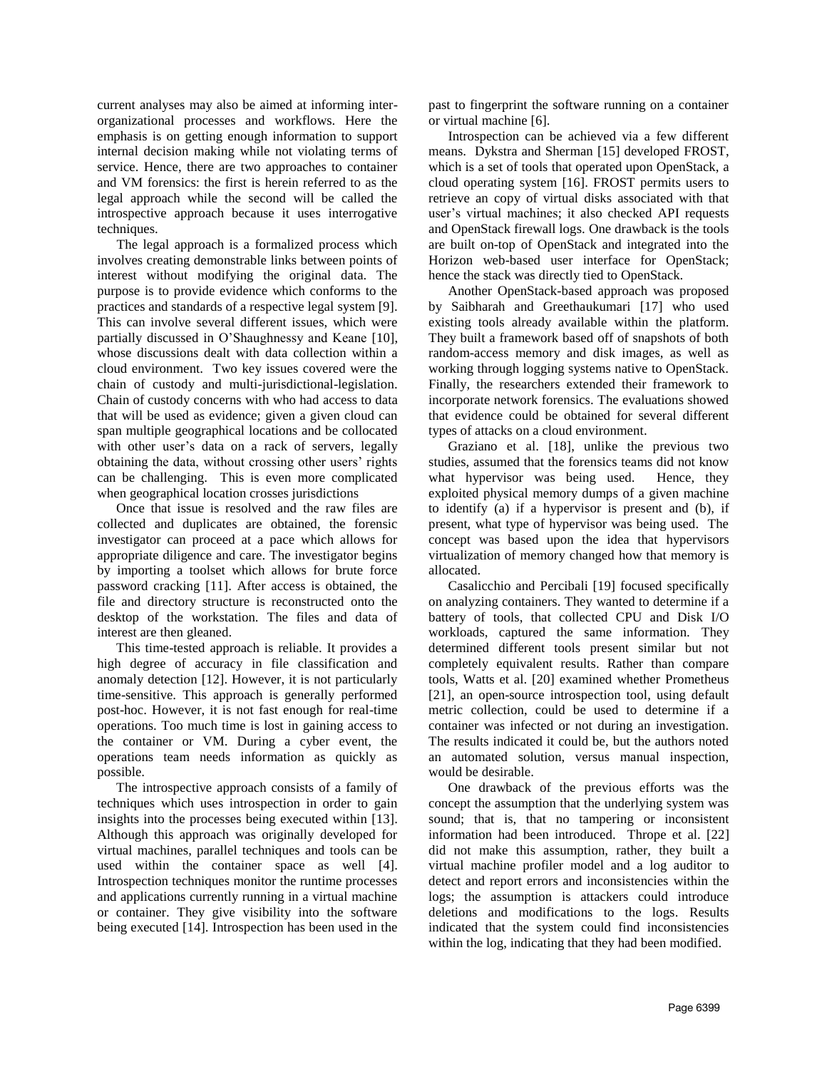current analyses may also be aimed at informing inter-organizational processes and workflows. Here the emphasis is on getting enough information to support internal decision making while not violating terms of service. Hence, there are two approaches to container and VM forensics: the first is herein referred to as the legal approach while the second will be called the introspective approach because it uses interrogative techniques.

The legal approach is a formalized process which involves creating demonstrable links between points of interest without modifying the original data. The purpose is to provide evidence which conforms to the practices and standards of a respective legal system [9]. This can involve several different issues, which were partially discussed in O'Shaughnessy and Keane [10], whose discussions dealt with data collection within a cloud environment. Two key issues covered were the chain of custody and multi-jurisdictional-legislation. Chain of custody concerns with who had access to data that will be used as evidence; given a given cloud can span multiple geographical locations and be collocated with other user's data on a rack of servers, legally obtaining the data, without crossing other users' rights can be challenging. This is even more complicated when geographical location crosses jurisdictions

Once that issue is resolved and the raw files are collected and duplicates are obtained, the forensic investigator can proceed at a pace which allows for appropriate diligence and care. The investigator begins by importing a toolset which allows for brute force password cracking [11]. After access is obtained, the file and directory structure is reconstructed onto the desktop of the workstation. The files and data of interest are then gleaned.

This time-tested approach is reliable. It provides a high degree of accuracy in file classification and anomaly detection [12]. However, it is not particularly time-sensitive. This approach is generally performed post-hoc. However, it is not fast enough for real-time operations. Too much time is lost in gaining access to the container or VM. During a cyber event, the operations team needs information as quickly as possible.

The introspective approach consists of a family of techniques which uses introspection in order to gain insights into the processes being executed within [13]. Although this approach was originally developed for virtual machines, parallel techniques and tools can be used within the container space as well [4]. Introspection techniques monitor the runtime processes and applications currently running in a virtual machine or container. They give visibility into the software being executed [14]. Introspection has been used in the past to fingerprint the software running on a container or virtual machine [6].

Introspection can be achieved via a few different means. Dykstra and Sherman [15] developed FROST, which is a set of tools that operated upon OpenStack, a cloud operating system [16]. FROST permits users to retrieve an copy of virtual disks associated with that user's virtual machines; it also checked API requests and OpenStack firewall logs. One drawback is the tools are built on-top of OpenStack and integrated into the Horizon web-based user interface for OpenStack; hence the stack was directly tied to OpenStack.

Another OpenStack-based approach was proposed by Saibharah and Greethaukumari [17] who used existing tools already available within the platform. They built a framework based off of snapshots of both random-access memory and disk images, as well as working through logging systems native to OpenStack. Finally, the researchers extended their framework to incorporate network forensics. The evaluations showed that evidence could be obtained for several different types of attacks on a cloud environment.

Graziano et al. [18], unlike the previous two studies, assumed that the forensics teams did not know what hypervisor was being used. Hence, they exploited physical memory dumps of a given machine to identify (a) if a hypervisor is present and (b), if present, what type of hypervisor was being used. The concept was based upon the idea that hypervisors virtualization of memory changed how that memory is allocated.

Casalicchio and Percibali [19] focused specifically on analyzing containers. They wanted to determine if a battery of tools, that collected CPU and Disk I/O workloads, captured the same information. They determined different tools present similar but not completely equivalent results. Rather than compare tools, Watts et al. [20] examined whether Prometheus [21], an open-source introspection tool, using default metric collection, could be used to determine if a container was infected or not during an investigation. The results indicated it could be, but the authors noted an automated solution, versus manual inspection, would be desirable.

One drawback of the previous efforts was the concept the assumption that the underlying system was sound; that is, that no tampering or inconsistent information had been introduced. Thrope et al. [22] did not make this assumption, rather, they built a virtual machine profiler model and a log auditor to detect and report errors and inconsistencies within the logs; the assumption is attackers could introduce deletions and modifications to the logs. Results indicated that the system could find inconsistencies within the log, indicating that they had been modified.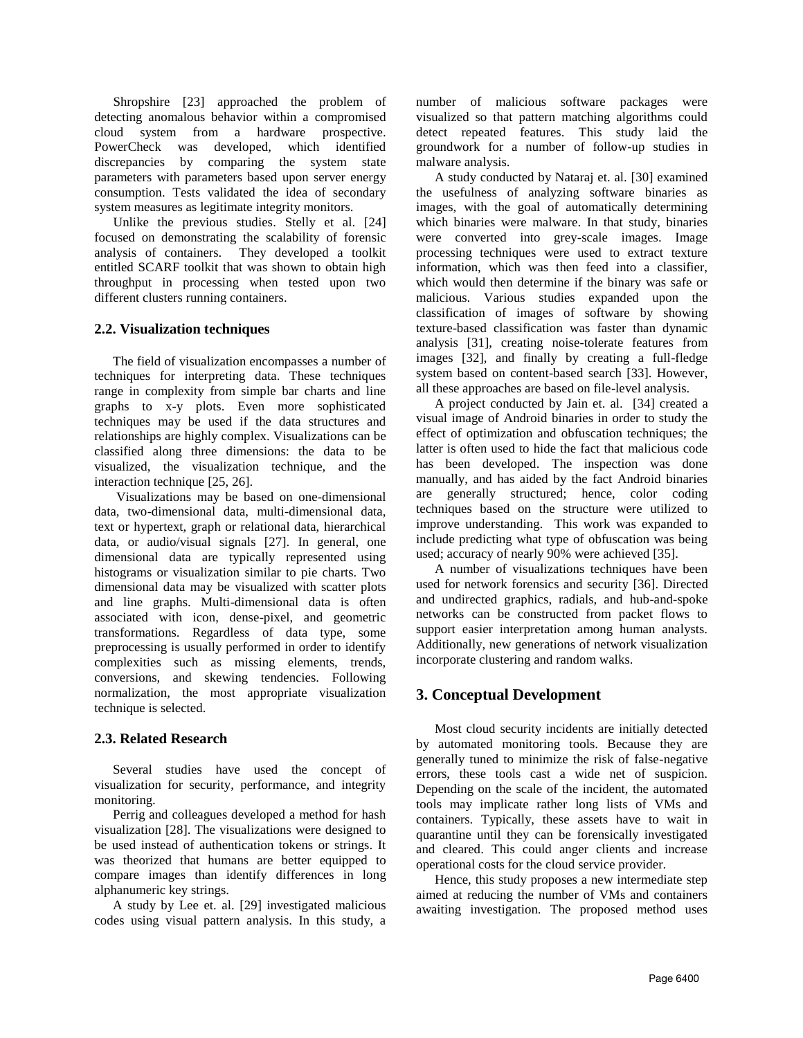Shropshire [23] approached the problem of detecting anomalous behavior within a compromised cloud system from a hardware prospective. PowerCheck was developed, which identified discrepancies by comparing the system state parameters with parameters based upon server energy consumption. Tests validated the idea of secondary system measures as legitimate integrity monitors.

Unlike the previous studies. Stelly et al. [24] focused on demonstrating the scalability of forensic analysis of containers. They developed a toolkit entitled SCARF toolkit that was shown to obtain high throughput in processing when tested upon two different clusters running containers.

### 2.2. Visualization techniques

The field of visualization encompasses a number of techniques for interpreting data. These techniques range in complexity from simple bar charts and line graphs to x-y plots. Even more sophisticated techniques may be used if the data structures and relationships are highly complex. Visualizations can be classified along three dimensions: the data to be visualized, the visualization technique, and the interaction technique [25, 26].

Visualizations may be based on one-dimensional data, two-dimensional data, multi-dimensional data, text or hypertext, graph or relational data, hierarchical data, or audio/visual signals [27]. In general, one dimensional data are typically represented using histograms or visualization similar to pie charts. Two dimensional data may be visualized with scatter plots and line graphs. Multi-dimensional data is often associated with icon, dense-pixel, and geometric transformations. Regardless of data type, some preprocessing is usually performed in order to identify complexities such as missing elements, trends, conversions, and skewing tendencies. Following normalization, the most appropriate visualization technique is selected.

### 2.3. Related Research

Several studies have used the concept of visualization for security, performance, and integrity monitoring.

Perrig and colleagues developed a method for hash visualization [28]. The visualizations were designed to be used instead of authentication tokens or strings. It was theorized that humans are better equipped to compare images than identify differences in long alphanumeric key strings.

A study by Lee et. al. [29] investigated malicious codes using visual pattern analysis. In this study, a number of malicious software packages were visualized so that pattern matching algorithms could detect repeated features. This study laid the groundwork for a number of follow-up studies in malware analysis.

A study conducted by Nataraj et. al. [30] examined the usefulness of analyzing software binaries as images, with the goal of automatically determining which binaries were malware. In that study, binaries were converted into grey-scale images. Image processing techniques were used to extract texture information, which was then feed into a classifier, which would then determine if the binary was safe or malicious. Various studies expanded upon the classification of images of software by showing texture-based classification was faster than dynamic analysis [31], creating noise-tolerate features from images [32], and finally by creating a full-fledge system based on content-based search [33]. However, all these approaches are based on file-level analysis.

A project conducted by Jain et. al. [34] created a visual image of Android binaries in order to study the effect of optimization and obfuscation techniques; the latter is often used to hide the fact that malicious code has been developed. The inspection was done manually, and has aided by the fact Android binaries are generally structured; hence, color coding techniques based on the structure were utilized to improve understanding. This work was expanded to include predicting what type of obfuscation was being used; accuracy of nearly 90% were achieved [35].

A number of visualizations techniques have been used for network forensics and security [36]. Directed and undirected graphics, radials, and hub-and-spoke networks can be constructed from packet flows to support easier interpretation among human analysts. Additionally, new generations of network visualization incorporate clustering and random walks.

## 3. Conceptual Development

Most cloud security incidents are initially detected by automated monitoring tools. Because they are generally tuned to minimize the risk of false-negative errors, these tools cast a wide net of suspicion. Depending on the scale of the incident, the automated tools may implicate rather long lists of VMs and containers. Typically, these assets have to wait in quarantine until they can be forensically investigated and cleared. This could anger clients and increase operational costs for the cloud service provider.

Hence, this study proposes a new intermediate step aimed at reducing the number of VMs and containers awaiting investigation. The proposed method uses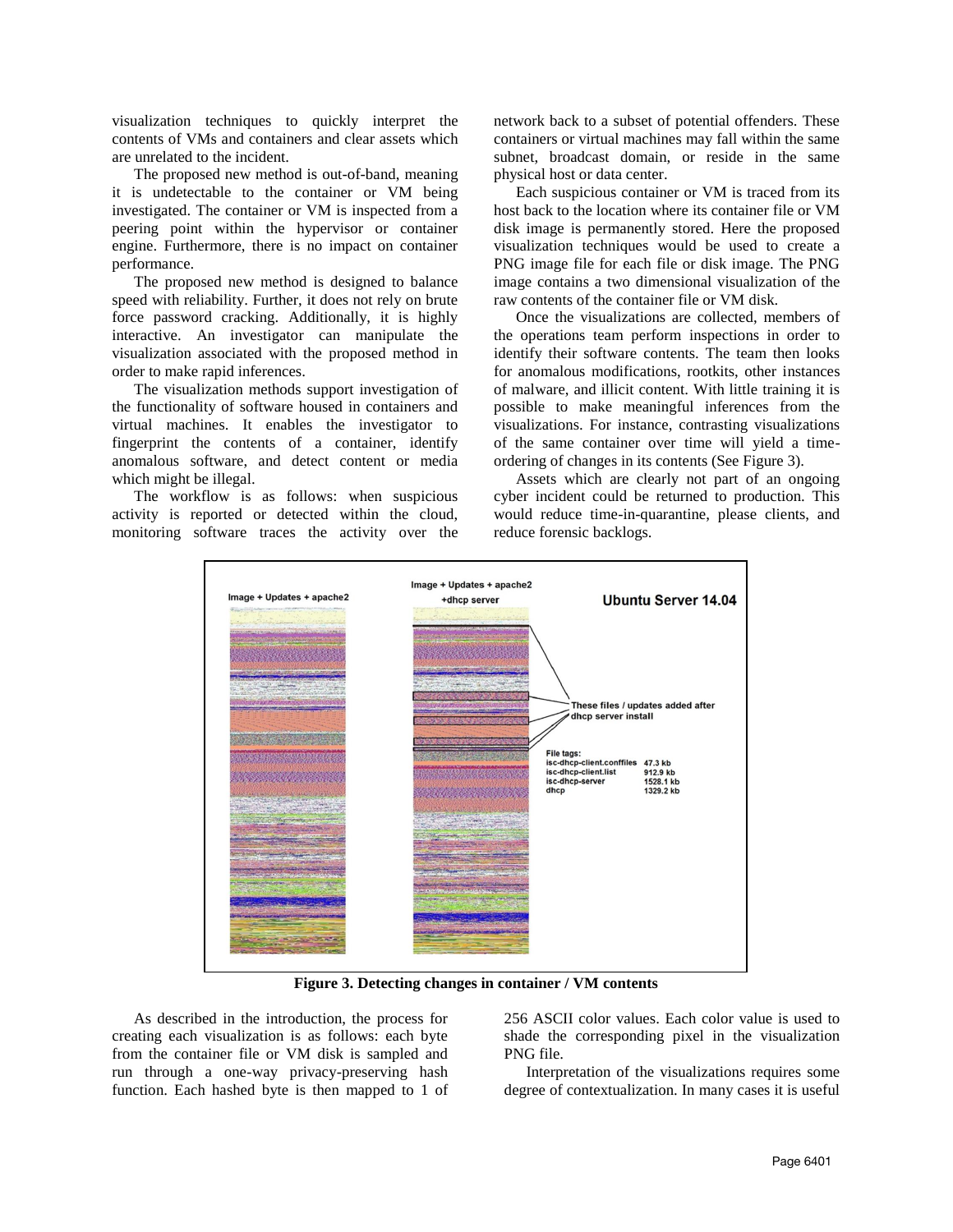visualization techniques to quickly interpret the contents of VMs and containers and clear assets which are unrelated to the incident.

The proposed new method is out-of-band, meaning it is undetectable to the container or VM being investigated. The container or VM is inspected from a peering point within the hypervisor or container engine. Furthermore, there is no impact on container performance.

The proposed new method is designed to balance speed with reliability. Further, it does not rely on brute force password cracking. Additionally, it is highly interactive. An investigator can manipulate the visualization associated with the proposed method in order to make rapid inferences.

The visualization methods support investigation of the functionality of software housed in containers and virtual machines. It enables the investigator to fingerprint the contents of a container, identify anomalous software, and detect content or media which might be illegal.

The workflow is as follows: when suspicious activity is reported or detected within the cloud, monitoring software traces the activity over the network back to a subset of potential offenders. These containers or virtual machines may fall within the same subnet, broadcast domain, or reside in the same physical host or data center.

Each suspicious container or VM is traced from its host back to the location where its container file or VM disk image is permanently stored. Here the proposed visualization techniques would be used to create a PNG image file for each file or disk image. The PNG image contains a two dimensional visualization of the raw contents of the container file or VM disk.

Once the visualizations are collected, members of the operations team perform inspections in order to identify their software contents. The team then looks for anomalous modifications, rootkits, other instances of malware, and illicit content. With little training it is possible to make meaningful inferences from the visualizations. For instance, contrasting visualizations of the same container over time will yield a time-ordering of changes in its contents (See Figure 3).

Assets which are clearly not part of an ongoing cyber incident could be returned to production. This would reduce time-in-quarantine, please clients, and reduce forensic backlogs.

**Figure 3. Detecting changes in container / VM contents**

As described in the introduction, the process for creating each visualization is as follows: each byte from the container file or VM disk is sampled and run through a one-way privacy-preserving hash function. Each hashed byte is then mapped to 1 of 256 ASCII color values. Each color value is used to shade the corresponding pixel in the visualization PNG file.

Interpretation of the visualizations requires some degree of contextualization. In many cases it is useful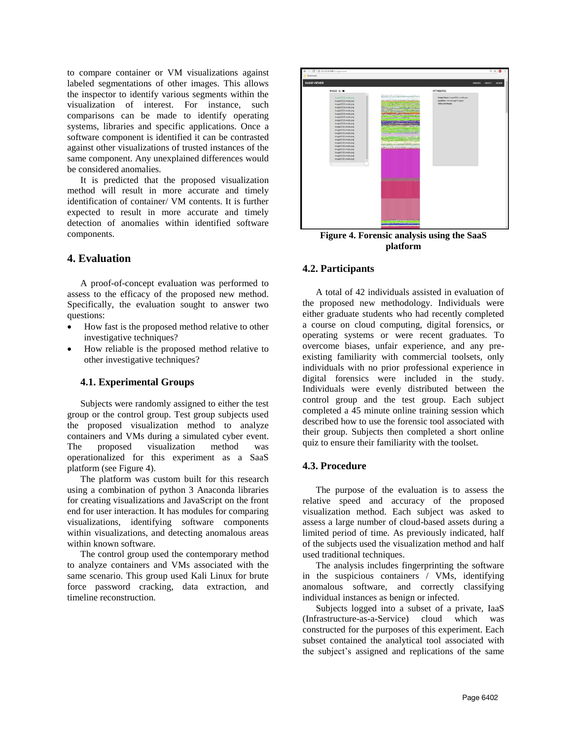to compare container or VM visualizations against labeled segmentations of other images. This allows the inspector to identify various segments within the visualization of interest. For instance, such comparisons can be made to identify operating systems, libraries and specific applications. Once a software component is identified it can be contrasted against other visualizations of trusted instances of the same component. Any unexplained differences would be considered anomalies.

It is predicted that the proposed visualization method will result in more accurate and timely identification of container/ VM contents. It is further expected to result in more accurate and timely detection of anomalies within identified software components.

## 4. Evaluation

A proof-of-concept evaluation was performed to assess to the efficacy of the proposed new method. Specifically, the evaluation sought to answer two questions:

- How fast is the proposed method relative to other investigative techniques?
- How reliable is the proposed method relative to other investigative techniques?

### 4.1. Experimental Groups

Subjects were randomly assigned to either the test group or the control group. Test group subjects used the proposed visualization method to analyze containers and VMs during a simulated cyber event. The proposed visualization method was operationalized for this experiment as a SaaS platform (see Figure 4).

The platform was custom built for this research using a combination of python 3 Anaconda libraries for creating visualizations and JavaScript on the front end for user interaction. It has modules for comparing visualizations, identifying software components within visualizations, and detecting anomalous areas within known software.

The control group used the contemporary method to analyze containers and VMs associated with the same scenario. This group used Kali Linux for brute force password cracking, data extraction, and timeline reconstruction.

**Figure 4. Forensic analysis using the SaaS platform**

### 4.2. Participants

A total of 42 individuals assisted in evaluation of the proposed new methodology. Individuals were either graduate students who had recently completed a course on cloud computing, digital forensics, or operating systems or were recent graduates. To overcome biases, unfair experience, and any pre-existing familiarity with commercial toolsets, only individuals with no prior professional experience in digital forensics were included in the study. Individuals were evenly distributed between the control group and the test group. Each subject completed a 45 minute online training session which described how to use the forensic tool associated with their group. Subjects then completed a short online quiz to ensure their familiarity with the toolset.

### 4.3. Procedure

The purpose of the evaluation is to assess the relative speed and accuracy of the proposed visualization method. Each subject was asked to assess a large number of cloud-based assets during a limited period of time. As previously indicated, half of the subjects used the visualization method and half used traditional techniques.

The analysis includes fingerprinting the software in the suspicious containers / VMs, identifying anomalous software, and correctly classifying individual instances as benign or infected.

Subjects logged into a subset of a private, IaaS (Infrastructure-as-a-Service) cloud which was constructed for the purposes of this experiment. Each subset contained the analytical tool associated with the subject's assigned and replications of the same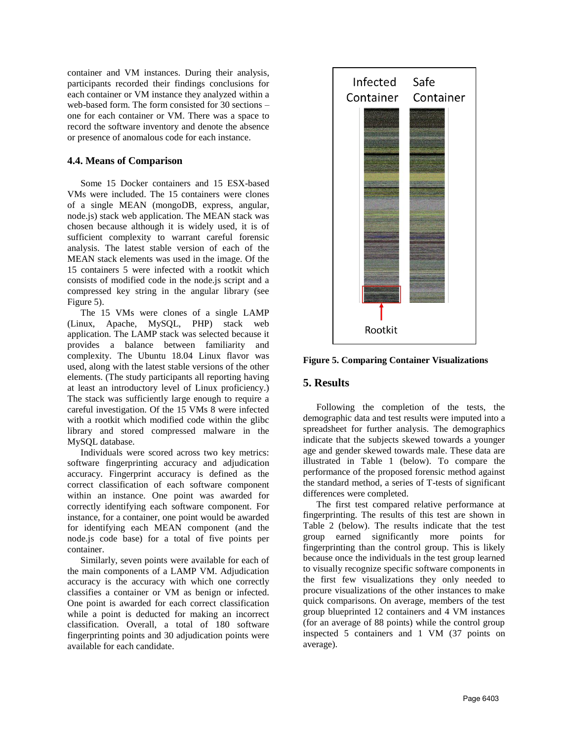container and VM instances. During their analysis, participants recorded their findings conclusions for each container or VM instance they analyzed within a web-based form. The form consisted for 30 sections – one for each container or VM. There was a space to record the software inventory and denote the absence or presence of anomalous code for each instance.

### 4.4. Means of Comparison

Some 15 Docker containers and 15 ESX-based VMs were included. The 15 containers were clones of a single MEAN (mongoDB, express, angular, node.js) stack web application. The MEAN stack was chosen because although it is widely used, it is of sufficient complexity to warrant careful forensic analysis. The latest stable version of each of the MEAN stack elements was used in the image. Of the 15 containers 5 were infected with a rootkit which consists of modified code in the node.js script and a compressed key string in the angular library (see Figure 5).

The 15 VMs were clones of a single LAMP (Linux, Apache, MySQL, PHP) stack web application. The LAMP stack was selected because it provides a balance between familiarity and complexity. The Ubuntu 18.04 Linux flavor was used, along with the latest stable versions of the other elements. (The study participants all reporting having at least an introductory level of Linux proficiency.) The stack was sufficiently large enough to require a careful investigation. Of the 15 VMs 8 were infected with a rootkit which modified code within the glibc library and stored compressed malware in the MySQL database.

Individuals were scored across two key metrics: software fingerprinting accuracy and adjudication accuracy. Fingerprint accuracy is defined as the correct classification of each software component within an instance. One point was awarded for correctly identifying each software component. For instance, for a container, one point would be awarded for identifying each MEAN component (and the node.js code base) for a total of five points per container.

Similarly, seven points were available for each of the main components of a LAMP VM. Adjudication accuracy is the accuracy with which one correctly classifies a container or VM as benign or infected. One point is awarded for each correct classification while a point is deducted for making an incorrect classification. Overall, a total of 180 software fingerprinting points and 30 adjudication points were available for each candidate.

**Figure 5. Comparing Container Visualizations**

## 5. Results

Following the completion of the tests, the demographic data and test results were imputed into a spreadsheet for further analysis. The demographics indicate that the subjects skewed towards a younger age and gender skewed towards male. These data are illustrated in Table 1 (below). To compare the performance of the proposed forensic method against the standard method, a series of T-tests of significant differences were completed.

The first test compared relative performance at fingerprinting. The results of this test are shown in Table 2 (below). The results indicate that the test group earned significantly more points for fingerprinting than the control group. This is likely because once the individuals in the test group learned to visually recognize specific software components in the first few visualizations they only needed to procure visualizations of the other instances to make quick comparisons. On average, members of the test group blueprinted 12 containers and 4 VM instances (for an average of 88 points) while the control group inspected 5 containers and 1 VM (37 points on average).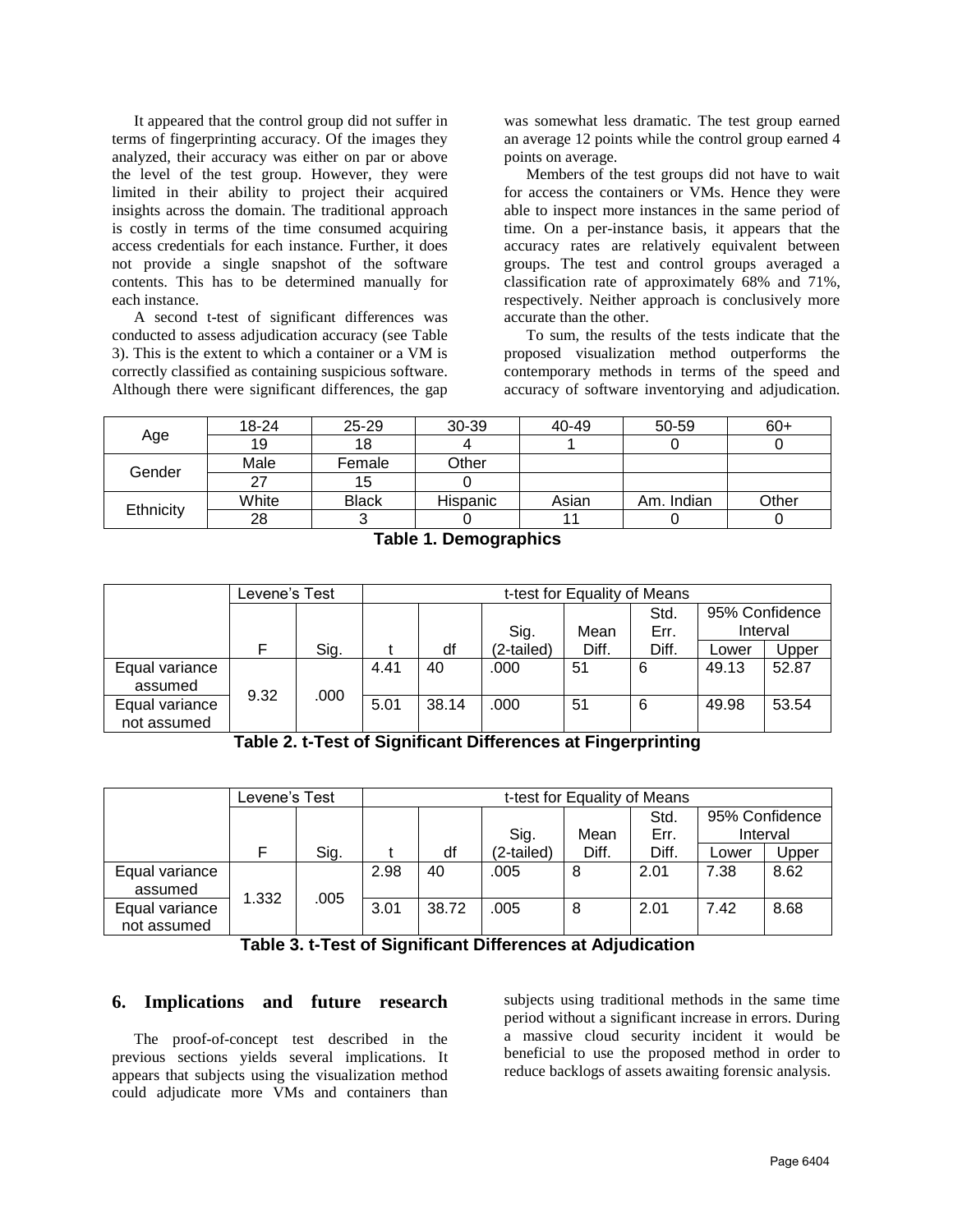It appeared that the control group did not suffer in terms of fingerprinting accuracy. Of the images they analyzed, their accuracy was either on par or above the level of the test group. However, they were limited in their ability to project their acquired insights across the domain. The traditional approach is costly in terms of the time consumed acquiring access credentials for each instance. Further, it does not provide a single snapshot of the software contents. This has to be determined manually for each instance.

A second t-test of significant differences was conducted to assess adjudication accuracy (see Table 3). This is the extent to which a container or a VM is correctly classified as containing suspicious software. Although there were significant differences, the gap was somewhat less dramatic. The test group earned an average 12 points while the control group earned 4 points on average.

Members of the test groups did not have to wait for access the containers or VMs. Hence they were able to inspect more instances in the same period of time. On a per-instance basis, it appears that the accuracy rates are relatively equivalent between groups. The test and control groups averaged a classification rate of approximately 68% and 71%, respectively. Neither approach is conclusively more accurate than the other.

To sum, the results of the tests indicate that the proposed visualization method outperforms the contemporary methods in terms of the speed and accuracy of software inventorying and adjudication.

| Age | 18-24 | 25-29 | 30-39 | 40-49 | 50-59 | 60+ |
|---|---|---|---|---|---|---|
| | 19 | 18 | 4 | 1 | 0 | 0 |
| Gender | Male | Female | Other | | | |
| | 27 | 15 | 0 | | | |
| Ethnicity | White | Black | Hispanic | Asian | Am. Indian | Other |
| | 28 | 3 | 0 | 11 | 0 | 0 |

**Table 1. Demographics**

| | Levene's Test | | t-test for Equality of Means | | | | | | |
|---|---|---|---|---|---|---|---|---|---|
| | F | Sig. | t | df | Sig. (2-tailed) | Mean Diff. | Std. Err. Diff. | 95% Confidence Interval Lower | Upper |
| Equal variance assumed | 9.32 | .000 | 4.41 | 40 | .000 | 51 | 6 | 49.13 | 52.87 |
| Equal variance not assumed | | | 5.01 | 38.14 | .000 | 51 | 6 | 49.98 | 53.54 |

**Table 2. t-Test of Significant Differences at Fingerprinting**

| | Levene's Test | | t-test for Equality of Means | | | | | | |
|---|---|---|---|---|---|---|---|---|---|
| | F | Sig. | t | df | Sig. (2-tailed) | Mean Diff. | Std. Err. Diff. | 95% Confidence Interval Lower | Upper |
| Equal variance assumed | 1.332 | .005 | 2.98 | 40 | .005 | 8 | 2.01 | 7.38 | 8.62 |
| Equal variance not assumed | | | 3.01 | 38.72 | .005 | 8 | 2.01 | 7.42 | 8.68 |

**Table 3. t-Test of Significant Differences at Adjudication**

## 6. Implications and future research

The proof-of-concept test described in the previous sections yields several implications. It appears that subjects using the visualization method could adjudicate more VMs and containers than subjects using traditional methods in the same time period without a significant increase in errors. During a massive cloud security incident it would be beneficial to use the proposed method in order to reduce backlogs of assets awaiting forensic analysis.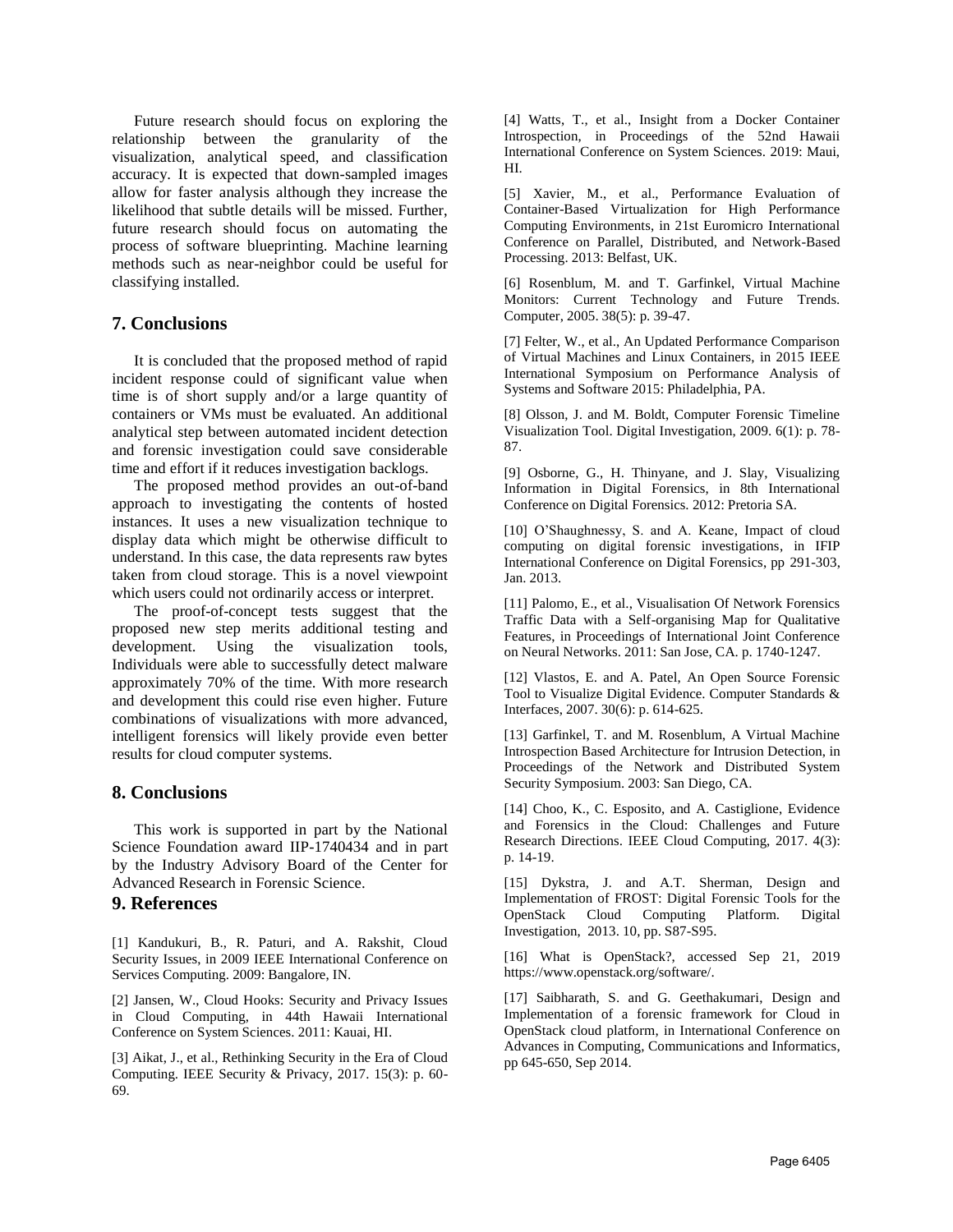Future research should focus on exploring the relationship between the granularity of the visualization, analytical speed, and classification accuracy. It is expected that down-sampled images allow for faster analysis although they increase the likelihood that subtle details will be missed. Further, future research should focus on automating the process of software blueprinting. Machine learning methods such as near-neighbor could be useful for classifying installed.

## 7. Conclusions

It is concluded that the proposed method of rapid incident response could of significant value when time is of short supply and/or a large quantity of containers or VMs must be evaluated. An additional analytical step between automated incident detection and forensic investigation could save considerable time and effort if it reduces investigation backlogs.

The proposed method provides an out-of-band approach to investigating the contents of hosted instances. It uses a new visualization technique to display data which might be otherwise difficult to understand. In this case, the data represents raw bytes taken from cloud storage. This is a novel viewpoint which users could not ordinarily access or interpret.

The proof-of-concept tests suggest that the proposed new step merits additional testing and development. Using the visualization tools, Individuals were able to successfully detect malware approximately 70% of the time. With more research and development this could rise even higher. Future combinations of visualizations with more advanced, intelligent forensics will likely provide even better results for cloud computer systems.

## 8. Conclusions

This work is supported in part by the National Science Foundation award IIP-1740434 and in part by the Industry Advisory Board of the Center for Advanced Research in Forensic Science.

## 9. References

[1] Kandukuri, B., R. Paturi, and A. Rakshit, Cloud Security Issues, in 2009 IEEE International Conference on Services Computing. 2009: Bangalore, IN.

[2] Jansen, W., Cloud Hooks: Security and Privacy Issues in Cloud Computing, in 44th Hawaii International Conference on System Sciences. 2011: Kauai, HI.

[3] Aikat, J., et al., Rethinking Security in the Era of Cloud Computing. IEEE Security & Privacy, 2017. 15(3): p. 60-69.

[4] Watts, T., et al., Insight from a Docker Container Introspection, in Proceedings of the 52nd Hawaii International Conference on System Sciences. 2019: Maui, HI.

[5] Xavier, M., et al., Performance Evaluation of Container-Based Virtualization for High Performance Computing Environments, in 21st Euromicro International Conference on Parallel, Distributed, and Network-Based Processing. 2013: Belfast, UK.

[6] Rosenblum, M. and T. Garfinkel, Virtual Machine Monitors: Current Technology and Future Trends. Computer, 2005. 38(5): p. 39-47.

[7] Felter, W., et al., An Updated Performance Comparison of Virtual Machines and Linux Containers, in 2015 IEEE International Symposium on Performance Analysis of Systems and Software 2015: Philadelphia, PA.

[8] Olsson, J. and M. Boldt, Computer Forensic Timeline Visualization Tool. Digital Investigation, 2009. 6(1): p. 78-87.

[9] Osborne, G., H. Thinyane, and J. Slay, Visualizing Information in Digital Forensics, in 8th International Conference on Digital Forensics. 2012: Pretoria SA.

[10] O'Shaughnessy, S. and A. Keane, Impact of cloud computing on digital forensic investigations, in IFIP International Conference on Digital Forensics, pp 291-303, Jan. 2013.

[11] Palomo, E., et al., Visualisation Of Network Forensics Traffic Data with a Self-organising Map for Qualitative Features, in Proceedings of International Joint Conference on Neural Networks. 2011: San Jose, CA. p. 1740-1247.

[12] Vlastos, E. and A. Patel, An Open Source Forensic Tool to Visualize Digital Evidence. Computer Standards & Interfaces, 2007. 30(6): p. 614-625.

[13] Garfinkel, T. and M. Rosenblum, A Virtual Machine Introspection Based Architecture for Intrusion Detection, in Proceedings of the Network and Distributed System Security Symposium. 2003: San Diego, CA.

[14] Choo, K., C. Esposito, and A. Castiglione, Evidence and Forensics in the Cloud: Challenges and Future Research Directions. IEEE Cloud Computing, 2017. 4(3): p. 14-19.

[15] Dykstra, J. and A.T. Sherman, Design and Implementation of FROST: Digital Forensic Tools for the OpenStack Cloud Computing Platform. Digital Investigation, 2013. 10, pp. S87-S95.

[16] What is OpenStack?, accessed Sep 21, 2019 https://www.openstack.org/software/.

[17] Saibharath, S. and G. Geethakumari, Design and Implementation of a forensic framework for Cloud in OpenStack cloud platform, in International Conference on Advances in Computing, Communications and Informatics, pp 645-650, Sep 2014.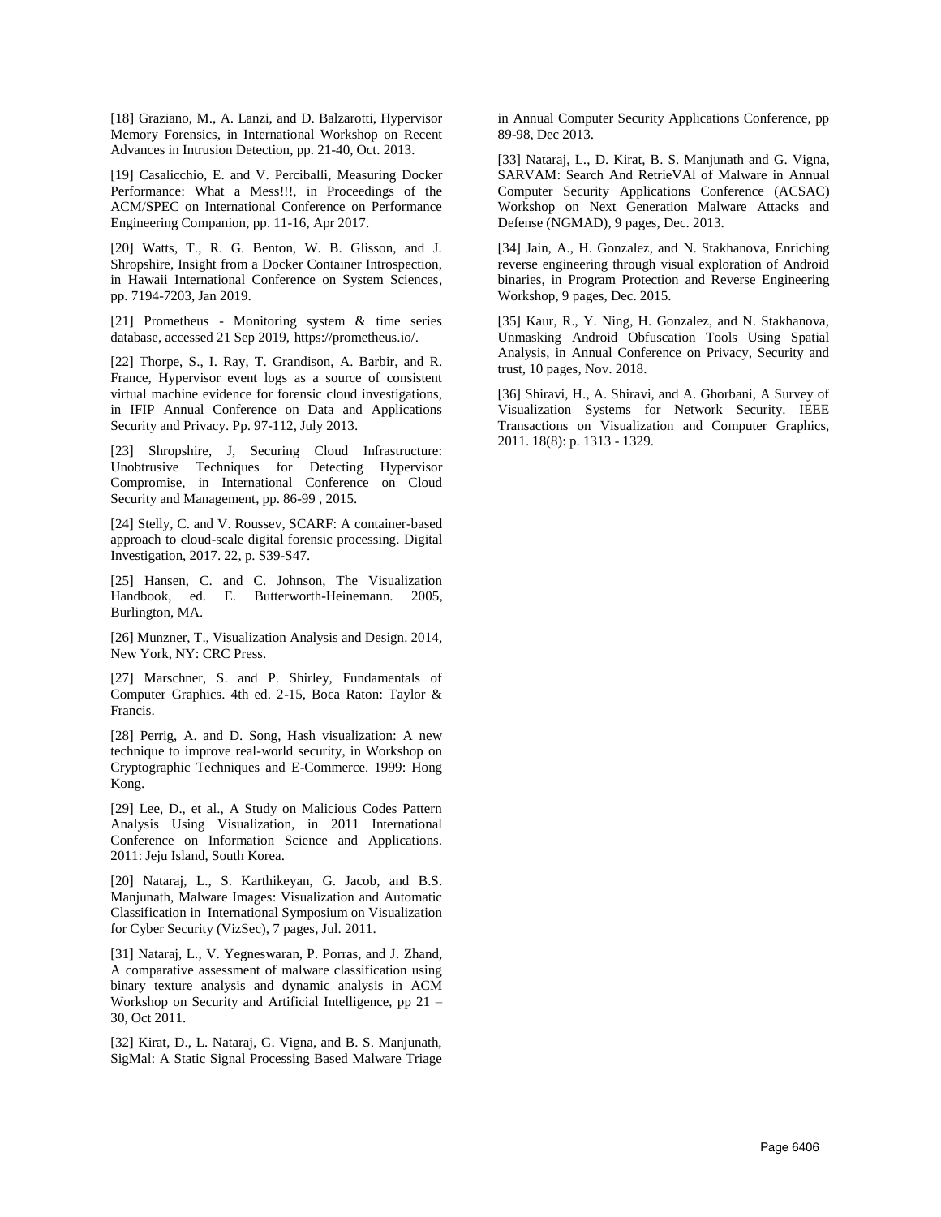[18] Graziano, M., A. Lanzi, and D. Balzarotti, Hypervisor Memory Forensics, in International Workshop on Recent Advances in Intrusion Detection, pp. 21-40, Oct. 2013.

[19] Casalicchio, E. and V. Perciballi, Measuring Docker Performance: What a Mess!!!, in Proceedings of the ACM/SPEC on International Conference on Performance Engineering Companion, pp. 11-16, Apr 2017.

[20] Watts, T., R. G. Benton, W. B. Glisson, and J. Shropshire, Insight from a Docker Container Introspection, in Hawaii International Conference on System Sciences, pp. 7194-7203, Jan 2019.

[21] Prometheus - Monitoring system & time series database, accessed 21 Sep 2019, https://prometheus.io/.

[22] Thorpe, S., I. Ray, T. Grandison, A. Barbir, and R. France, Hypervisor event logs as a source of consistent virtual machine evidence for forensic cloud investigations, in IFIP Annual Conference on Data and Applications Security and Privacy. Pp. 97-112, July 2013.

[23] Shropshire, J, Securing Cloud Infrastructure: Unobtrusive Techniques for Detecting Hypervisor Compromise, in International Conference on Cloud Security and Management, pp. 86-99 , 2015.

[24] Stelly, C. and V. Roussev, SCARF: A container-based approach to cloud-scale digital forensic processing. Digital Investigation, 2017. 22, p. S39-S47.

[25] Hansen, C. and C. Johnson, The Visualization Handbook, ed. E. Butterworth-Heinemann. 2005, Burlington, MA.

[26] Munzner, T., Visualization Analysis and Design. 2014, New York, NY: CRC Press.

[27] Marschner, S. and P. Shirley, Fundamentals of Computer Graphics. 4th ed. 2-15, Boca Raton: Taylor & Francis.

[28] Perrig, A. and D. Song, Hash visualization: A new technique to improve real-world security, in Workshop on Cryptographic Techniques and E-Commerce. 1999: Hong Kong.

[29] Lee, D., et al., A Study on Malicious Codes Pattern Analysis Using Visualization, in 2011 International Conference on Information Science and Applications. 2011: Jeju Island, South Korea.

[20] Nataraj, L., S. Karthikeyan, G. Jacob, and B.S. Manjunath, Malware Images: Visualization and Automatic Classification in International Symposium on Visualization for Cyber Security (VizSec), 7 pages, Jul. 2011.

[31] Nataraj, L., V. Yegneswaran, P. Porras, and J. Zhand, A comparative assessment of malware classification using binary texture analysis and dynamic analysis in ACM Workshop on Security and Artificial Intelligence, pp 21 – 30, Oct 2011.

[32] Kirat, D., L. Nataraj, G. Vigna, and B. S. Manjunath, SigMal: A Static Signal Processing Based Malware Triage in Annual Computer Security Applications Conference, pp 89-98, Dec 2013.

[33] Nataraj, L., D. Kirat, B. S. Manjunath and G. Vigna, SARVAM: Search And RetrieVAl of Malware in Annual Computer Security Applications Conference (ACSAC) Workshop on Next Generation Malware Attacks and Defense (NGMAD), 9 pages, Dec. 2013.

[34] Jain, A., H. Gonzalez, and N. Stakhanova, Enriching reverse engineering through visual exploration of Android binaries, in Program Protection and Reverse Engineering Workshop, 9 pages, Dec. 2015.

[35] Kaur, R., Y. Ning, H. Gonzalez, and N. Stakhanova, Unmasking Android Obfuscation Tools Using Spatial Analysis, in Annual Conference on Privacy, Security and trust, 10 pages, Nov. 2018.

[36] Shiravi, H., A. Shiravi, and A. Ghorbani, A Survey of Visualization Systems for Network Security. IEEE Transactions on Visualization and Computer Graphics, 2011. 18(8): p. 1313 - 1329.